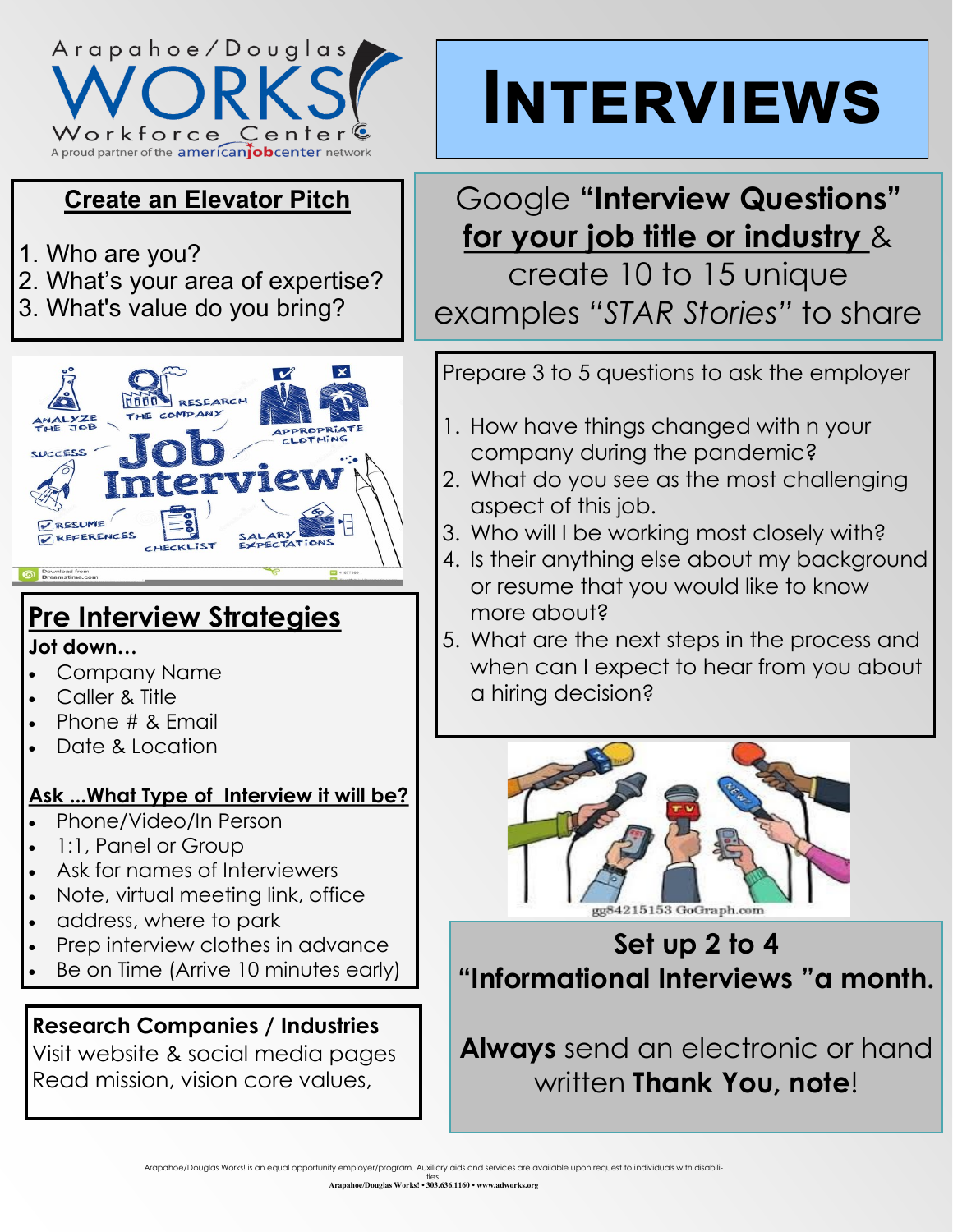Arapahoe/Douglas WORKS! Workforce Center

A proud partner of the americanjobcenter network

# INTERVIEWS

## Create an Elevator Pitch

1. Who are you?
2. What's your area of expertise?
3. What's value do you bring?

## Pre Interview Strategies

**Jot down…**

- Company Name
- Caller & Title
- Phone # & Email
- Date & Location

**Ask ...What Type of Interview it will be?**

- Phone/Video/In Person
- 1:1, Panel or Group
- Ask for names of Interviewers
- Note, virtual meeting link, office
- address, where to park
- Prep interview clothes in advance
- Be on Time (Arrive 10 minutes early)

**Research Companies / Industries**

Visit website & social media pages
Read mission, vision core values,

Google **"Interview Questions"** **for your job title or industry** & create 10 to 15 unique examples *"STAR Stories"* to share

Prepare 3 to 5 questions to ask the employer

1. How have things changed with n your company during the pandemic?
2. What do you see as the most challenging aspect of this job.
3. Who will I be working most closely with?
4. Is their anything else about my background or resume that you would like to know more about?
5. What are the next steps in the process and when can I expect to hear from you about a hiring decision?

**Set up 2 to 4 "Informational Interviews "a month.**

**Always** send an electronic or hand written **Thank You, note**!

Arapahoe/Douglas Works! is an equal opportunity employer/program. Auxiliary aids and services are available upon request to individuals with disabilities.
Arapahoe/Douglas Works! • 303.636.1160 • www.adworks.org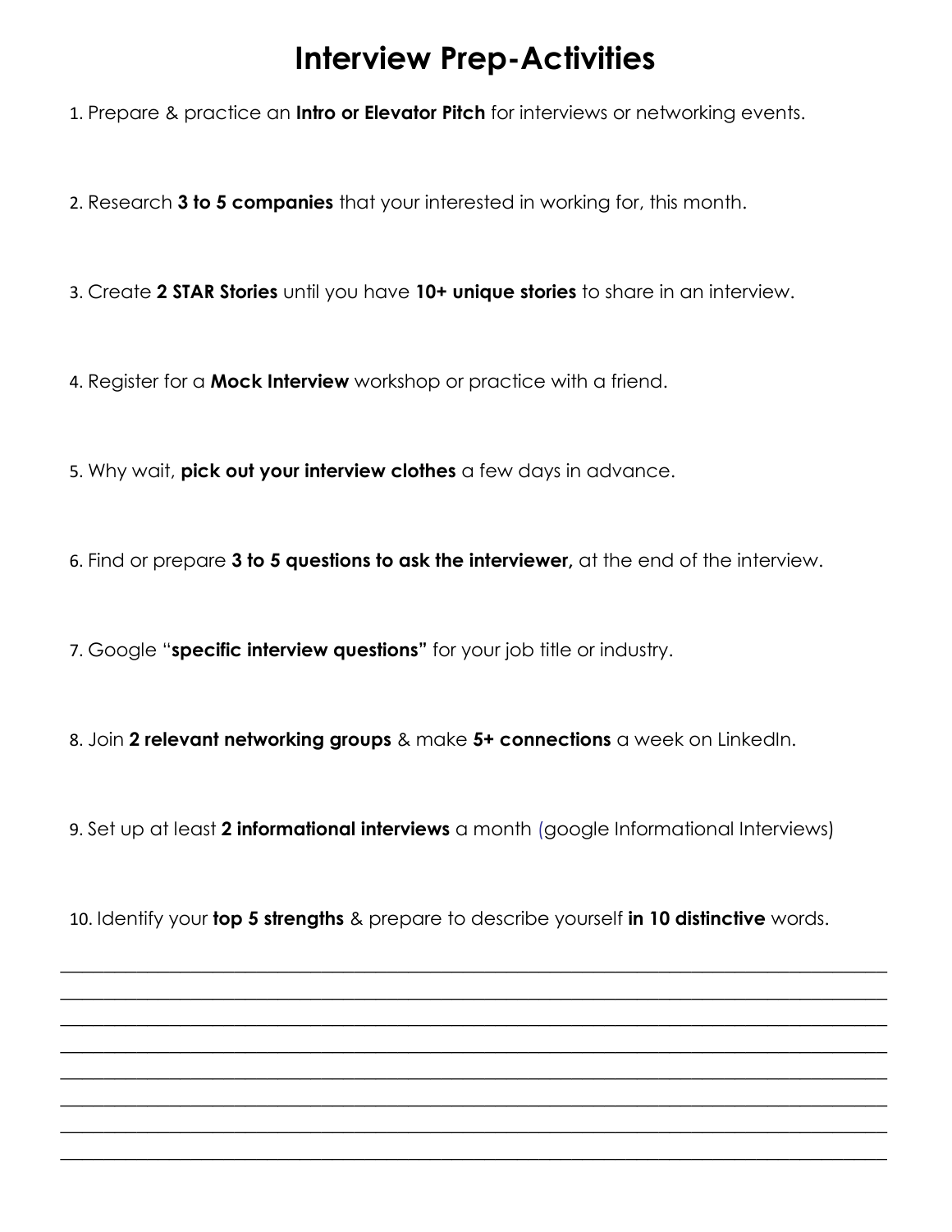# Interview Prep-Activities

1. Prepare & practice an **Intro or Elevator Pitch** for interviews or networking events.

2. Research **3 to 5 companies** that your interested in working for, this month.

3. Create **2 STAR Stories** until you have **10+ unique stories** to share in an interview.

4. Register for a **Mock Interview** workshop or practice with a friend.

5. Why wait, **pick out your interview clothes** a few days in advance.

6. Find or prepare **3 to 5 questions to ask the interviewer,** at the end of the interview.

7. Google "**specific interview questions"** for your job title or industry.

8. Join **2 relevant networking groups** & make **5+ connections** a week on LinkedIn.

9. Set up at least **2 informational interviews** a month (google Informational Interviews)

10. Identify your **top 5 strengths** & prepare to describe yourself **in 10 distinctive** words.

________________________________________________________________________________

________________________________________________________________________________

________________________________________________________________________________

________________________________________________________________________________

________________________________________________________________________________

________________________________________________________________________________

________________________________________________________________________________

________________________________________________________________________________